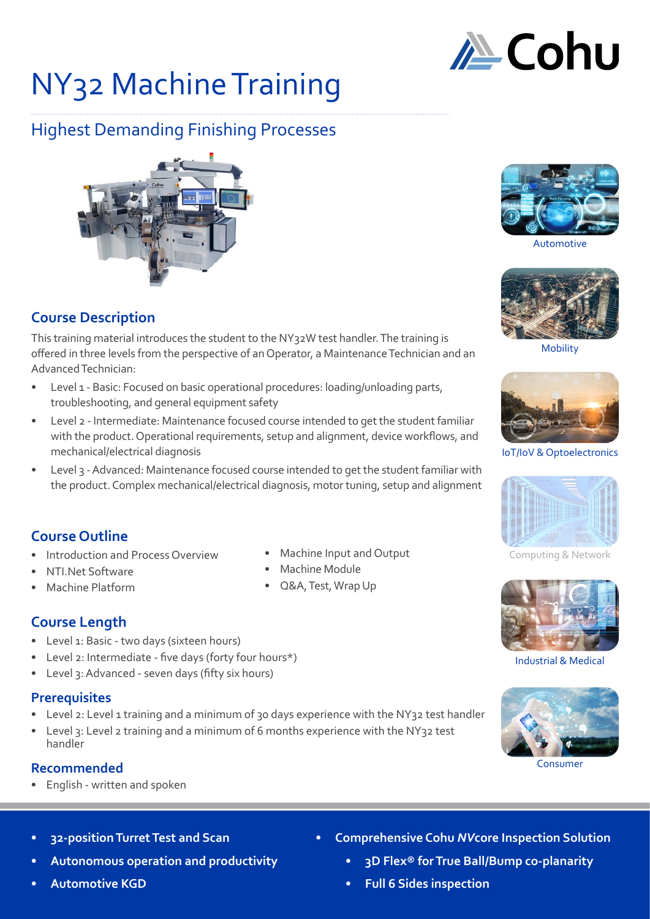# NY32 Machine Training

## Highest Demanding Finishing Processes

Automotive

Mobility

IoT/IoV & Optoelectronics

Computing & Network

Industrial & Medical

Consumer

### Course Description

This training material introduces the student to the NY32W test handler. The training is offered in three levels from the perspective of an Operator, a Maintenance Technician and an Advanced Technician:

- Level 1 - Basic: Focused on basic operational procedures: loading/unloading parts, troubleshooting, and general equipment safety
- Level 2 - Intermediate: Maintenance focused course intended to get the student familiar with the product. Operational requirements, setup and alignment, device workflows, and mechanical/electrical diagnosis
- Level 3 - Advanced: Maintenance focused course intended to get the student familiar with the product. Complex mechanical/electrical diagnosis, motor tuning, setup and alignment

### Course Outline

- Introduction and Process Overview
- NTI.Net Software
- Machine Platform
- Machine Input and Output
- Machine Module
- Q&A, Test, Wrap Up

### Course Length

- Level 1: Basic - two days (sixteen hours)
- Level 2: Intermediate - five days (forty four hours*)
- Level 3: Advanced - seven days (fifty six hours)

### Prerequisites

- Level 2: Level 1 training and a minimum of 30 days experience with the NY32 test handler
- Level 3: Level 2 training and a minimum of 6 months experience with the NY32 test handler

### Recommended

- English - written and spoken

- **32-position Turret Test and Scan**
- **Autonomous operation and productivity**
- **Automotive KGD**
- **Comprehensive Cohu *NV*core Inspection Solution**
  - **3D Flex® for True Ball/Bump co-planarity**
  - **Full 6 Sides inspection**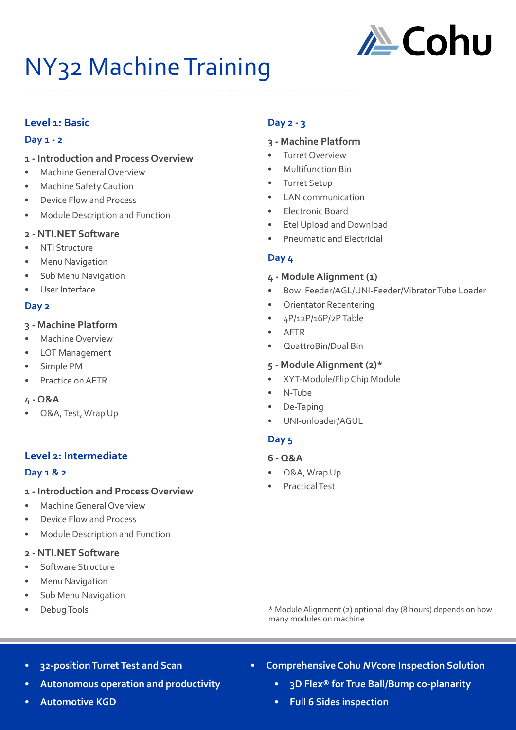# NY32 Machine Training

## Level 1: Basic

### Day 1 - 2

#### 1 - Introduction and Process Overview

- Machine General Overview
- Machine Safety Caution
- Device Flow and Process
- Module Description and Function

#### 2 - NTI.NET Software

- NTI Structure
- Menu Navigation
- Sub Menu Navigation
- User Interface

### Day 2

#### 3 - Machine Platform

- Machine Overview
- LOT Management
- Simple PM
- Practice on AFTR

#### 4 - Q&A

- Q&A, Test, Wrap Up

## Level 2: Intermediate

### Day 1 & 2

#### 1 - Introduction and Process Overview

- Machine General Overview
- Device Flow and Process
- Module Description and Function

#### 2 - NTI.NET Software

- Software Structure
- Menu Navigation
- Sub Menu Navigation
- Debug Tools

### Day 2 - 3

#### 3 - Machine Platform

- Turret Overview
- Multifunction Bin
- Turret Setup
- LAN communication
- Electronic Board
- Etel Upload and Download
- Pneumatic and Electricial

### Day 4

#### 4 - Module Alignment (1)

- Bowl Feeder/AGL/UNI-Feeder/Vibrator Tube Loader
- Orientator Recentering
- 4P/12P/16P/2P Table
- AFTR
- QuattroBin/Dual Bin

#### 5 - Module Alignment (2)*

- XYT-Module/Flip Chip Module
- N-Tube
- De-Taping
- UNI-unloader/AGUL

### Day 5

#### 6 - Q&A

- Q&A, Wrap Up
- Practical Test

\* Module Alignment (2) optional day (8 hours) depends on how many modules on machine

- **32-position Turret Test and Scan**
- **Autonomous operation and productivity**
- **Automotive KGD**
- **Comprehensive Cohu *NV*core Inspection Solution**
  - **3D Flex® for True Ball/Bump co-planarity**
  - **Full 6 Sides inspection**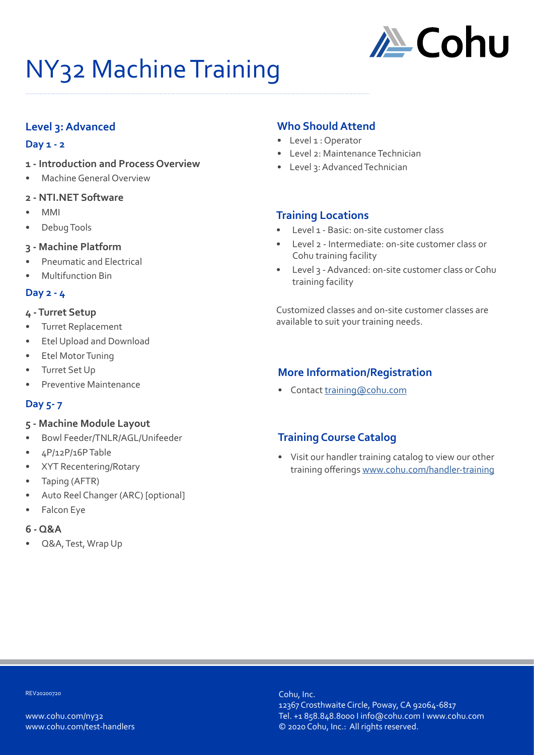# NY32 Machine Training

## Level 3: Advanced

### Day 1 - 2

**1 - Introduction and Process Overview**

- Machine General Overview

**2 - NTI.NET Software**

- MMI
- Debug Tools

**3 - Machine Platform**

- Pneumatic and Electrical
- Multifunction Bin

### Day 2 - 4

**4 - Turret Setup**

- Turret Replacement
- Etel Upload and Download
- Etel Motor Tuning
- Turret Set Up
- Preventive Maintenance

### Day 5- 7

**5 - Machine Module Layout**

- Bowl Feeder/TNLR/AGL/Unifeeder
- 4P/12P/16P Table
- XYT Recentering/Rotary
- Taping (AFTR)
- Auto Reel Changer (ARC) [optional]
- Falcon Eye

**6 - Q&A**

- Q&A, Test, Wrap Up

## Who Should Attend

- Level 1 : Operator
- Level 2: Maintenance Technician
- Level 3: Advanced Technician

## Training Locations

- Level 1 - Basic: on-site customer class
- Level 2 - Intermediate: on-site customer class or Cohu training facility
- Level 3 - Advanced: on-site customer class or Cohu training facility

Customized classes and on-site customer classes are available to suit your training needs.

## More Information/Registration

- Contact training@cohu.com

## Training Course Catalog

- Visit our handler training catalog to view our other training offerings www.cohu.com/handler-training

REV20200720

www.cohu.com/ny32
www.cohu.com/test-handlers

Cohu, Inc.
12367 Crosthwaite Circle, Poway, CA 92064-6817
Tel. +1 858.848.8000 I info@cohu.com I www.cohu.com
© 2020 Cohu, Inc.: All rights reserved.